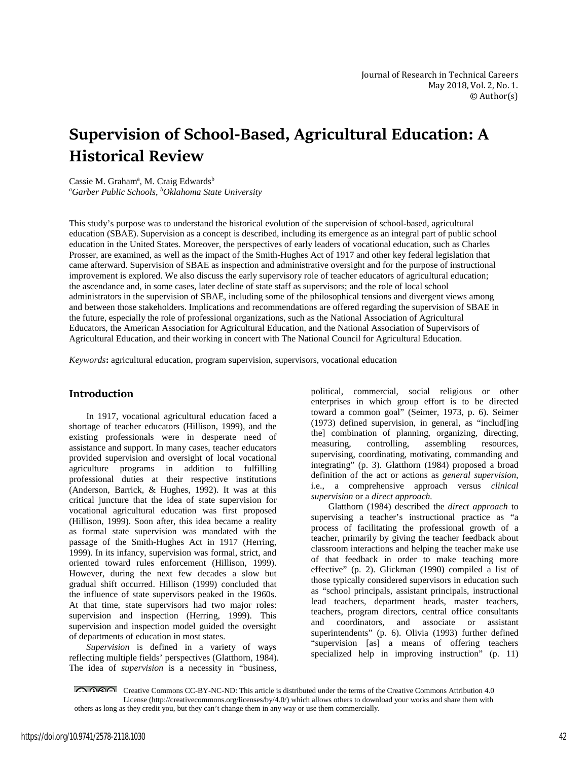# Supervision of School-Based, Agricultural Education: A Historical Review

Cassie M. Graham[a], M. Craig Edwards[b]

*[a]Garber Public Schools, [b]Oklahoma State University*

This study's purpose was to understand the historical evolution of the supervision of school-based, agricultural education (SBAE). Supervision as a concept is described, including its emergence as an integral part of public school education in the United States. Moreover, the perspectives of early leaders of vocational education, such as Charles Prosser, are examined, as well as the impact of the Smith-Hughes Act of 1917 and other key federal legislation that came afterward. Supervision of SBAE as inspection and administrative oversight and for the purpose of instructional improvement is explored. We also discuss the early supervisory role of teacher educators of agricultural education; the ascendance and, in some cases, later decline of state staff as supervisors; and the role of local school administrators in the supervision of SBAE, including some of the philosophical tensions and divergent views among and between those stakeholders. Implications and recommendations are offered regarding the supervision of SBAE in the future, especially the role of professional organizations, such as the National Association of Agricultural Educators, the American Association for Agricultural Education, and the National Association of Supervisors of Agricultural Education, and their working in concert with The National Council for Agricultural Education.

*Keywords***:** agricultural education, program supervision, supervisors, vocational education

## Introduction

In 1917, vocational agricultural education faced a shortage of teacher educators (Hillison, 1999), and the existing professionals were in desperate need of assistance and support. In many cases, teacher educators provided supervision and oversight of local vocational agriculture programs in addition to fulfilling professional duties at their respective institutions (Anderson, Barrick, & Hughes, 1992). It was at this critical juncture that the idea of state supervision for vocational agricultural education was first proposed (Hillison, 1999). Soon after, this idea became a reality as formal state supervision was mandated with the passage of the Smith-Hughes Act in 1917 (Herring, 1999). In its infancy, supervision was formal, strict, and oriented toward rules enforcement (Hillison, 1999). However, during the next few decades a slow but gradual shift occurred. Hillison (1999) concluded that the influence of state supervisors peaked in the 1960s. At that time, state supervisors had two major roles: supervision and inspection (Herring, 1999). This supervision and inspection model guided the oversight of departments of education in most states.

*Supervision* is defined in a variety of ways reflecting multiple fields' perspectives (Glatthorn, 1984). The idea of *supervision* is a necessity in "business, political, commercial, social religious or other enterprises in which group effort is to be directed toward a common goal" (Seimer, 1973, p. 6). Seimer (1973) defined supervision, in general, as "includ[ing the] combination of planning, organizing, directing, measuring, controlling, assembling resources, supervising, coordinating, motivating, commanding and integrating" (p. 3). Glatthorn (1984) proposed a broad definition of the act or actions as *general supervision*, i.e., a comprehensive approach versus *clinical supervision* or a *direct approach.*

Glatthorn (1984) described the *direct approach* to supervising a teacher's instructional practice as "a process of facilitating the professional growth of a teacher, primarily by giving the teacher feedback about classroom interactions and helping the teacher make use of that feedback in order to make teaching more effective" (p. 2). Glickman (1990) compiled a list of those typically considered supervisors in education such as "school principals, assistant principals, instructional lead teachers, department heads, master teachers, teachers, program directors, central office consultants and coordinators, and associate or assistant superintendents" (p. 6). Olivia (1993) further defined "supervision [as] a means of offering teachers specialized help in improving instruction" (p. 11)

Creative Commons CC-BY-NC-ND: This article is distributed under the terms of the Creative Commons Attribution 4.0 License (http://creativecommons.org/licenses/by/4.0/) which allows others to download your works and share them with others as long as they credit you, but they can't change them in any way or use them commercially.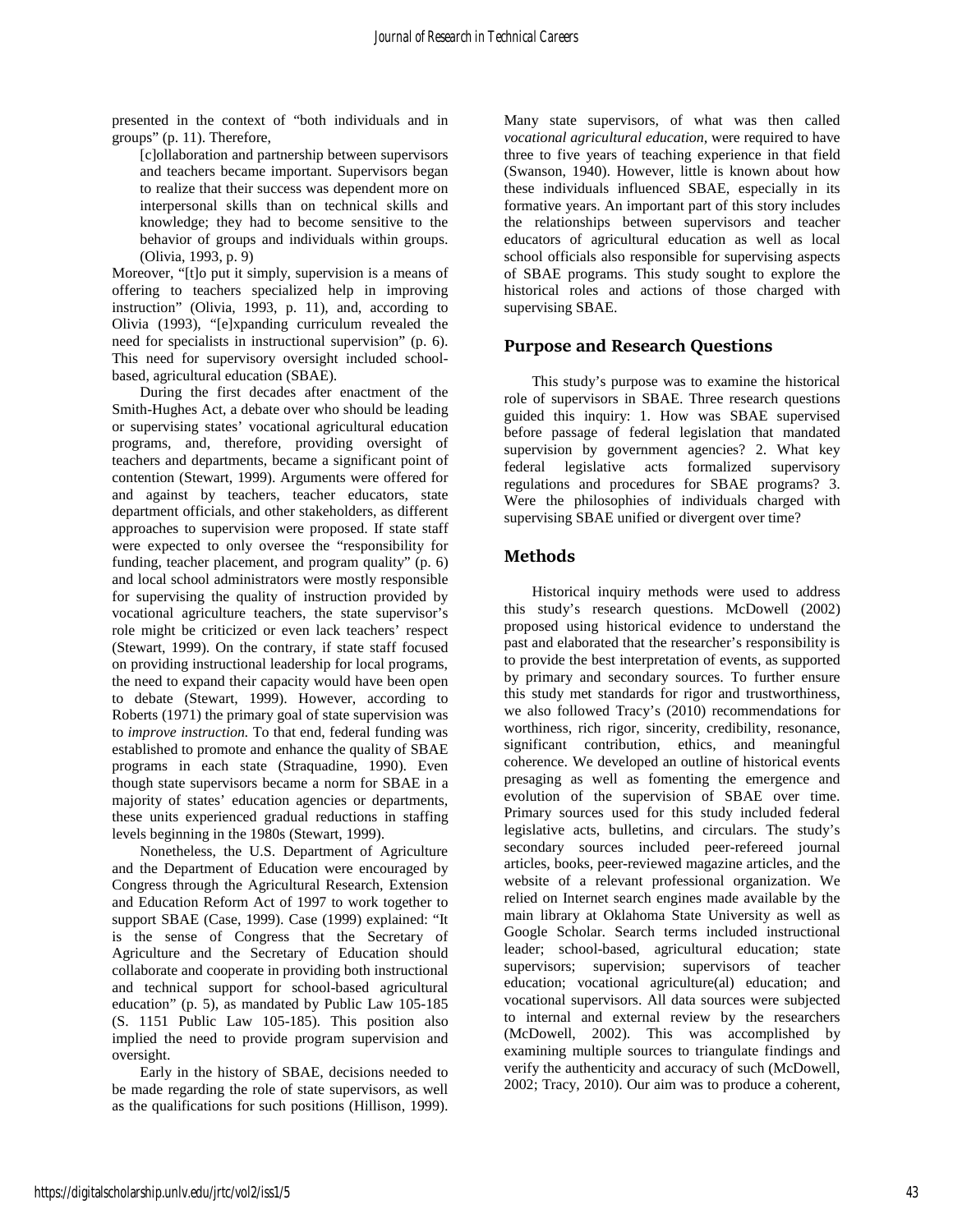presented in the context of "both individuals and in groups" (p. 11). Therefore,

> [c]ollaboration and partnership between supervisors and teachers became important. Supervisors began to realize that their success was dependent more on interpersonal skills than on technical skills and knowledge; they had to become sensitive to the behavior of groups and individuals within groups. (Olivia, 1993, p. 9)

Moreover, "[t]o put it simply, supervision is a means of offering to teachers specialized help in improving instruction" (Olivia, 1993, p. 11), and, according to Olivia (1993), "[e]xpanding curriculum revealed the need for specialists in instructional supervision" (p. 6). This need for supervisory oversight included school-based, agricultural education (SBAE).

During the first decades after enactment of the Smith-Hughes Act, a debate over who should be leading or supervising states' vocational agricultural education programs, and, therefore, providing oversight of teachers and departments, became a significant point of contention (Stewart, 1999). Arguments were offered for and against by teachers, teacher educators, state department officials, and other stakeholders, as different approaches to supervision were proposed. If state staff were expected to only oversee the "responsibility for funding, teacher placement, and program quality" (p. 6) and local school administrators were mostly responsible for supervising the quality of instruction provided by vocational agriculture teachers, the state supervisor's role might be criticized or even lack teachers' respect (Stewart, 1999). On the contrary, if state staff focused on providing instructional leadership for local programs, the need to expand their capacity would have been open to debate (Stewart, 1999). However, according to Roberts (1971) the primary goal of state supervision was to *improve instruction.* To that end, federal funding was established to promote and enhance the quality of SBAE programs in each state (Straquadine, 1990). Even though state supervisors became a norm for SBAE in a majority of states' education agencies or departments, these units experienced gradual reductions in staffing levels beginning in the 1980s (Stewart, 1999).

Nonetheless, the U.S. Department of Agriculture and the Department of Education were encouraged by Congress through the Agricultural Research, Extension and Education Reform Act of 1997 to work together to support SBAE (Case, 1999). Case (1999) explained: "It is the sense of Congress that the Secretary of Agriculture and the Secretary of Education should collaborate and cooperate in providing both instructional and technical support for school-based agricultural education" (p. 5), as mandated by Public Law 105-185 (S. 1151 Public Law 105-185). This position also implied the need to provide program supervision and oversight.

Early in the history of SBAE, decisions needed to be made regarding the role of state supervisors, as well as the qualifications for such positions (Hillison, 1999). Many state supervisors, of what was then called *vocational agricultural education*, were required to have three to five years of teaching experience in that field (Swanson, 1940). However, little is known about how these individuals influenced SBAE, especially in its formative years. An important part of this story includes the relationships between supervisors and teacher educators of agricultural education as well as local school officials also responsible for supervising aspects of SBAE programs. This study sought to explore the historical roles and actions of those charged with supervising SBAE.

## Purpose and Research Questions

This study's purpose was to examine the historical role of supervisors in SBAE. Three research questions guided this inquiry: 1. How was SBAE supervised before passage of federal legislation that mandated supervision by government agencies? 2. What key federal legislative acts formalized supervisory regulations and procedures for SBAE programs? 3. Were the philosophies of individuals charged with supervising SBAE unified or divergent over time?

## Methods

Historical inquiry methods were used to address this study's research questions. McDowell (2002) proposed using historical evidence to understand the past and elaborated that the researcher's responsibility is to provide the best interpretation of events, as supported by primary and secondary sources. To further ensure this study met standards for rigor and trustworthiness, we also followed Tracy's (2010) recommendations for worthiness, rich rigor, sincerity, credibility, resonance, significant contribution, ethics, and meaningful coherence. We developed an outline of historical events presaging as well as fomenting the emergence and evolution of the supervision of SBAE over time. Primary sources used for this study included federal legislative acts, bulletins, and circulars. The study's secondary sources included peer-refereed journal articles, books, peer-reviewed magazine articles, and the website of a relevant professional organization. We relied on Internet search engines made available by the main library at Oklahoma State University as well as Google Scholar. Search terms included instructional leader; school-based, agricultural education; state supervisors; supervision; supervisors of teacher education; vocational agriculture(al) education; and vocational supervisors. All data sources were subjected to internal and external review by the researchers (McDowell, 2002). This was accomplished by examining multiple sources to triangulate findings and verify the authenticity and accuracy of such (McDowell, 2002; Tracy, 2010). Our aim was to produce a coherent,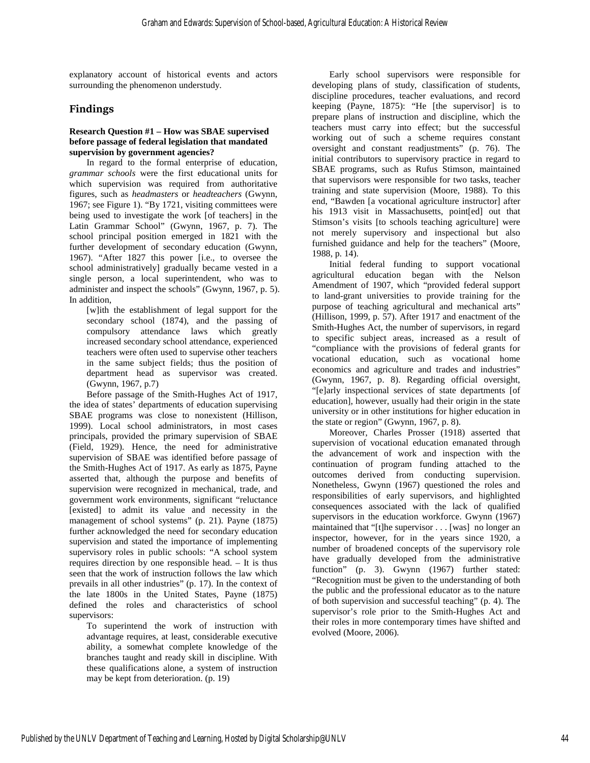explanatory account of historical events and actors surrounding the phenomenon understudy.

## Findings

**Research Question #1 – How was SBAE supervised before passage of federal legislation that mandated supervision by government agencies?**

In regard to the formal enterprise of education, *grammar schools* were the first educational units for which supervision was required from authoritative figures, such as *headmasters* or *headteachers* (Gwynn, 1967; see Figure 1). "By 1721, visiting committees were being used to investigate the work [of teachers] in the Latin Grammar School" (Gwynn, 1967, p. 7). The school principal position emerged in 1821 with the further development of secondary education (Gwynn, 1967). "After 1827 this power [i.e., to oversee the school administratively] gradually became vested in a single person, a local superintendent, who was to administer and inspect the schools" (Gwynn, 1967, p. 5). In addition,

> [w]ith the establishment of legal support for the secondary school (1874), and the passing of compulsory attendance laws which greatly increased secondary school attendance, experienced teachers were often used to supervise other teachers in the same subject fields; thus the position of department head as supervisor was created. (Gwynn, 1967, p.7)

Before passage of the Smith-Hughes Act of 1917, the idea of states' departments of education supervising SBAE programs was close to nonexistent (Hillison, 1999). Local school administrators, in most cases principals, provided the primary supervision of SBAE (Field, 1929). Hence, the need for administrative supervision of SBAE was identified before passage of the Smith-Hughes Act of 1917. As early as 1875, Payne asserted that, although the purpose and benefits of supervision were recognized in mechanical, trade, and government work environments, significant "reluctance [existed] to admit its value and necessity in the management of school systems" (p. 21). Payne (1875) further acknowledged the need for secondary education supervision and stated the importance of implementing supervisory roles in public schools: "A school system requires direction by one responsible head. – It is thus seen that the work of instruction follows the law which prevails in all other industries" (p. 17). In the context of the late 1800s in the United States, Payne (1875) defined the roles and characteristics of school supervisors:

> To superintend the work of instruction with advantage requires, at least, considerable executive ability, a somewhat complete knowledge of the branches taught and ready skill in discipline. With these qualifications alone, a system of instruction may be kept from deterioration. (p. 19)

Early school supervisors were responsible for developing plans of study, classification of students, discipline procedures, teacher evaluations, and record keeping (Payne, 1875): "He [the supervisor] is to prepare plans of instruction and discipline, which the teachers must carry into effect; but the successful working out of such a scheme requires constant oversight and constant readjustments" (p. 76). The initial contributors to supervisory practice in regard to SBAE programs, such as Rufus Stimson, maintained that supervisors were responsible for two tasks, teacher training and state supervision (Moore, 1988). To this end, "Bawden [a vocational agriculture instructor] after his 1913 visit in Massachusetts, point[ed] out that Stimson's visits [to schools teaching agriculture] were not merely supervisory and inspectional but also furnished guidance and help for the teachers" (Moore, 1988, p. 14).

Initial federal funding to support vocational agricultural education began with the Nelson Amendment of 1907, which "provided federal support to land-grant universities to provide training for the purpose of teaching agricultural and mechanical arts" (Hillison, 1999, p. 57). After 1917 and enactment of the Smith-Hughes Act, the number of supervisors, in regard to specific subject areas, increased as a result of "compliance with the provisions of federal grants for vocational education, such as vocational home economics and agriculture and trades and industries" (Gwynn, 1967, p. 8). Regarding official oversight, "[e]arly inspectional services of state departments [of education], however, usually had their origin in the state university or in other institutions for higher education in the state or region" (Gwynn, 1967, p. 8).

Moreover, Charles Prosser (1918) asserted that supervision of vocational education emanated through the advancement of work and inspection with the continuation of program funding attached to the outcomes derived from conducting supervision. Nonetheless, Gwynn (1967) questioned the roles and responsibilities of early supervisors, and highlighted consequences associated with the lack of qualified supervisors in the education workforce. Gwynn (1967) maintained that "[t]he supervisor . . . [was] no longer an inspector, however, for in the years since 1920, a number of broadened concepts of the supervisory role have gradually developed from the administrative function" (p. 3). Gwynn (1967) further stated: "Recognition must be given to the understanding of both the public and the professional educator as to the nature of both supervision and successful teaching" (p. 4). The supervisor's role prior to the Smith-Hughes Act and their roles in more contemporary times have shifted and evolved (Moore, 2006).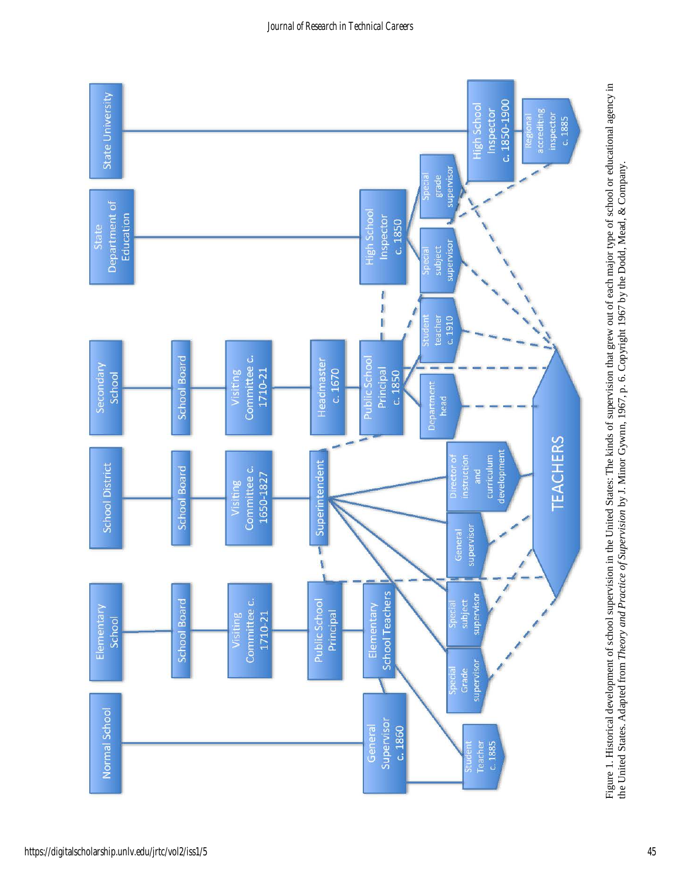Figure 1. Historical development of school supervision in the United States: The kinds of supervision that grew out of each major type of school or educational agency in the United States. Adapted from *Theory and Practice of Supervision* by J. Minor Gywnn, 1967, p. 6. Copyright 1967 by the Dodd, Mead, & Company.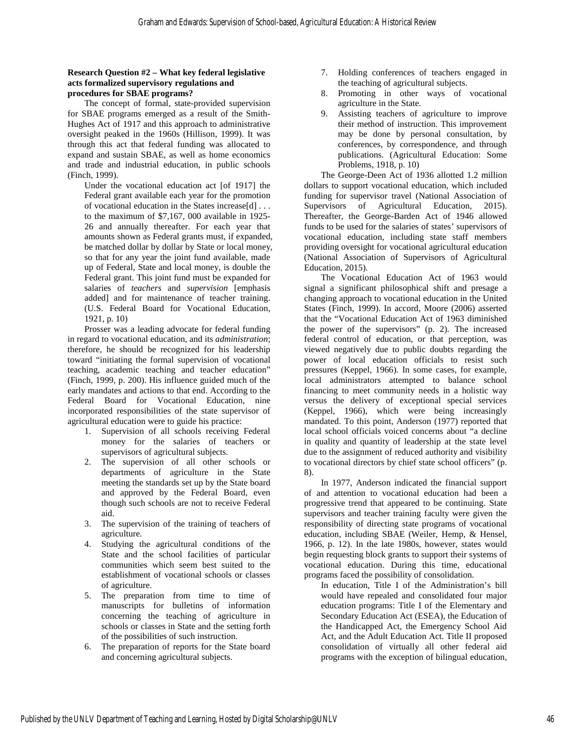**Research Question #2 – What key federal legislative acts formalized supervisory regulations and procedures for SBAE programs?**

The concept of formal, state-provided supervision for SBAE programs emerged as a result of the Smith-Hughes Act of 1917 and this approach to administrative oversight peaked in the 1960s (Hillison, 1999). It was through this act that federal funding was allocated to expand and sustain SBAE, as well as home economics and trade and industrial education, in public schools (Finch, 1999).

> Under the vocational education act [of 1917] the Federal grant available each year for the promotion of vocational education in the States increase[d] . . . to the maximum of $7,167, 000 available in 1925-26 and annually thereafter. For each year that amounts shown as Federal grants must, if expanded, be matched dollar by dollar by State or local money, so that for any year the joint fund available, made up of Federal, State and local money, is double the Federal grant. This joint fund must be expanded for salaries of *teachers* and *supervision* [emphasis added] and for maintenance of teacher training. (U.S. Federal Board for Vocational Education, 1921, p. 10)

Prosser was a leading advocate for federal funding in regard to vocational education, and its *administration*; therefore, he should be recognized for his leadership toward "initiating the formal supervision of vocational teaching, academic teaching and teacher education" (Finch, 1999, p. 200). His influence guided much of the early mandates and actions to that end. According to the Federal Board for Vocational Education, nine incorporated responsibilities of the state supervisor of agricultural education were to guide his practice:

1. Supervision of all schools receiving Federal money for the salaries of teachers or supervisors of agricultural subjects.
2. The supervision of all other schools or departments of agriculture in the State meeting the standards set up by the State board and approved by the Federal Board, even though such schools are not to receive Federal aid.
3. The supervision of the training of teachers of agriculture.
4. Studying the agricultural conditions of the State and the school facilities of particular communities which seem best suited to the establishment of vocational schools or classes of agriculture.
5. The preparation from time to time of manuscripts for bulletins of information concerning the teaching of agriculture in schools or classes in State and the setting forth of the possibilities of such instruction.
6. The preparation of reports for the State board and concerning agricultural subjects.
7. Holding conferences of teachers engaged in the teaching of agricultural subjects.
8. Promoting in other ways of vocational agriculture in the State.
9. Assisting teachers of agriculture to improve their method of instruction. This improvement may be done by personal consultation, by conferences, by correspondence, and through publications. (Agricultural Education: Some Problems, 1918, p. 10)

The George-Deen Act of 1936 allotted 1.2 million dollars to support vocational education, which included funding for supervisor travel (National Association of Supervisors of Agricultural Education, 2015). Thereafter, the George-Barden Act of 1946 allowed funds to be used for the salaries of states' supervisors of vocational education, including state staff members providing oversight for vocational agricultural education (National Association of Supervisors of Agricultural Education, 2015).

The Vocational Education Act of 1963 would signal a significant philosophical shift and presage a changing approach to vocational education in the United States (Finch, 1999). In accord, Moore (2006) asserted that the "Vocational Education Act of 1963 diminished the power of the supervisors" (p. 2). The increased federal control of education, or that perception, was viewed negatively due to public doubts regarding the power of local education officials to resist such pressures (Keppel, 1966). In some cases, for example, local administrators attempted to balance school financing to meet community needs in a holistic way versus the delivery of exceptional special services (Keppel, 1966), which were being increasingly mandated. To this point, Anderson (1977) reported that local school officials voiced concerns about "a decline in quality and quantity of leadership at the state level due to the assignment of reduced authority and visibility to vocational directors by chief state school officers" (p. 8).

In 1977, Anderson indicated the financial support of and attention to vocational education had been a progressive trend that appeared to be continuing. State supervisors and teacher training faculty were given the responsibility of directing state programs of vocational education, including SBAE (Weiler, Hemp, & Hensel, 1966, p. 12). In the late 1980s, however, states would begin requesting block grants to support their systems of vocational education. During this time, educational programs faced the possibility of consolidation.

> In education, Title I of the Administration's bill would have repealed and consolidated four major education programs: Title I of the Elementary and Secondary Education Act (ESEA), the Education of the Handicapped Act, the Emergency School Aid Act, and the Adult Education Act. Title II proposed consolidation of virtually all other federal aid programs with the exception of bilingual education,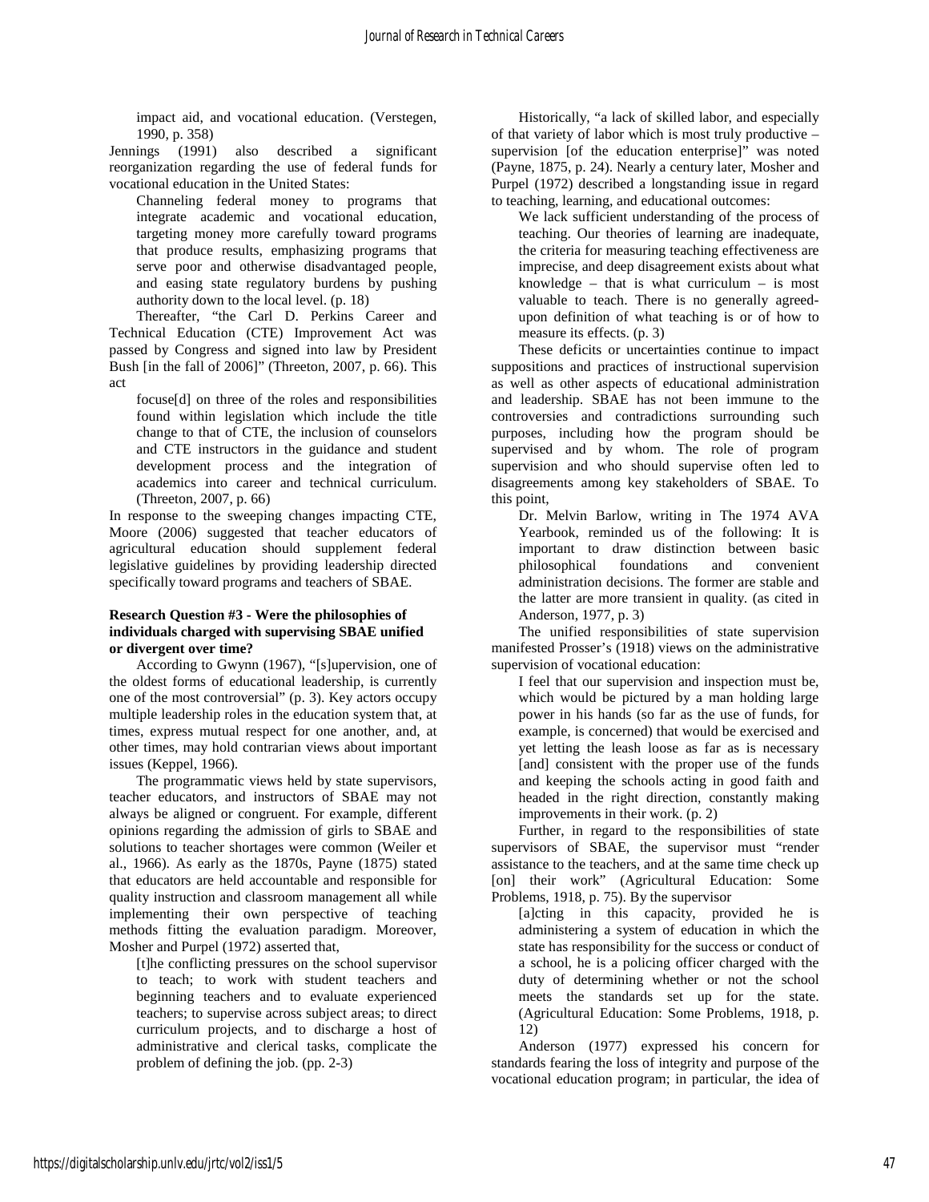impact aid, and vocational education. (Verstegen, 1990, p. 358)

Jennings (1991) also described a significant reorganization regarding the use of federal funds for vocational education in the United States:

> Channeling federal money to programs that integrate academic and vocational education, targeting money more carefully toward programs that produce results, emphasizing programs that serve poor and otherwise disadvantaged people, and easing state regulatory burdens by pushing authority down to the local level. (p. 18)

Thereafter, "the Carl D. Perkins Career and Technical Education (CTE) Improvement Act was passed by Congress and signed into law by President Bush [in the fall of 2006]" (Threeton, 2007, p. 66). This act

> focuse[d] on three of the roles and responsibilities found within legislation which include the title change to that of CTE, the inclusion of counselors and CTE instructors in the guidance and student development process and the integration of academics into career and technical curriculum. (Threeton, 2007, p. 66)

In response to the sweeping changes impacting CTE, Moore (2006) suggested that teacher educators of agricultural education should supplement federal legislative guidelines by providing leadership directed specifically toward programs and teachers of SBAE.

**Research Question #3 - Were the philosophies of individuals charged with supervising SBAE unified or divergent over time?**

According to Gwynn (1967), "[s]upervision, one of the oldest forms of educational leadership, is currently one of the most controversial" (p. 3). Key actors occupy multiple leadership roles in the education system that, at times, express mutual respect for one another, and, at other times, may hold contrarian views about important issues (Keppel, 1966).

The programmatic views held by state supervisors, teacher educators, and instructors of SBAE may not always be aligned or congruent. For example, different opinions regarding the admission of girls to SBAE and solutions to teacher shortages were common (Weiler et al., 1966). As early as the 1870s, Payne (1875) stated that educators are held accountable and responsible for quality instruction and classroom management all while implementing their own perspective of teaching methods fitting the evaluation paradigm. Moreover, Mosher and Purpel (1972) asserted that,

> [t]he conflicting pressures on the school supervisor to teach; to work with student teachers and beginning teachers and to evaluate experienced teachers; to supervise across subject areas; to direct curriculum projects, and to discharge a host of administrative and clerical tasks, complicate the problem of defining the job. (pp. 2-3)

Historically, "a lack of skilled labor, and especially of that variety of labor which is most truly productive – supervision [of the education enterprise]" was noted (Payne, 1875, p. 24). Nearly a century later, Mosher and Purpel (1972) described a longstanding issue in regard to teaching, learning, and educational outcomes:

> We lack sufficient understanding of the process of teaching. Our theories of learning are inadequate, the criteria for measuring teaching effectiveness are imprecise, and deep disagreement exists about what knowledge – that is what curriculum – is most valuable to teach. There is no generally agreed-upon definition of what teaching is or of how to measure its effects. (p. 3)

These deficits or uncertainties continue to impact suppositions and practices of instructional supervision as well as other aspects of educational administration and leadership. SBAE has not been immune to the controversies and contradictions surrounding such purposes, including how the program should be supervised and by whom. The role of program supervision and who should supervise often led to disagreements among key stakeholders of SBAE. To this point,

> Dr. Melvin Barlow, writing in The 1974 AVA Yearbook, reminded us of the following: It is important to draw distinction between basic philosophical foundations and convenient administration decisions. The former are stable and the latter are more transient in quality. (as cited in Anderson, 1977, p. 3)

The unified responsibilities of state supervision manifested Prosser's (1918) views on the administrative supervision of vocational education:

> I feel that our supervision and inspection must be, which would be pictured by a man holding large power in his hands (so far as the use of funds, for example, is concerned) that would be exercised and yet letting the leash loose as far as is necessary [and] consistent with the proper use of the funds and keeping the schools acting in good faith and headed in the right direction, constantly making improvements in their work. (p. 2)

Further, in regard to the responsibilities of state supervisors of SBAE, the supervisor must "render assistance to the teachers, and at the same time check up [on] their work" (Agricultural Education: Some Problems, 1918, p. 75). By the supervisor

> [a]cting in this capacity, provided he is administering a system of education in which the state has responsibility for the success or conduct of a school, he is a policing officer charged with the duty of determining whether or not the school meets the standards set up for the state. (Agricultural Education: Some Problems, 1918, p. 12)

Anderson (1977) expressed his concern for standards fearing the loss of integrity and purpose of the vocational education program; in particular, the idea of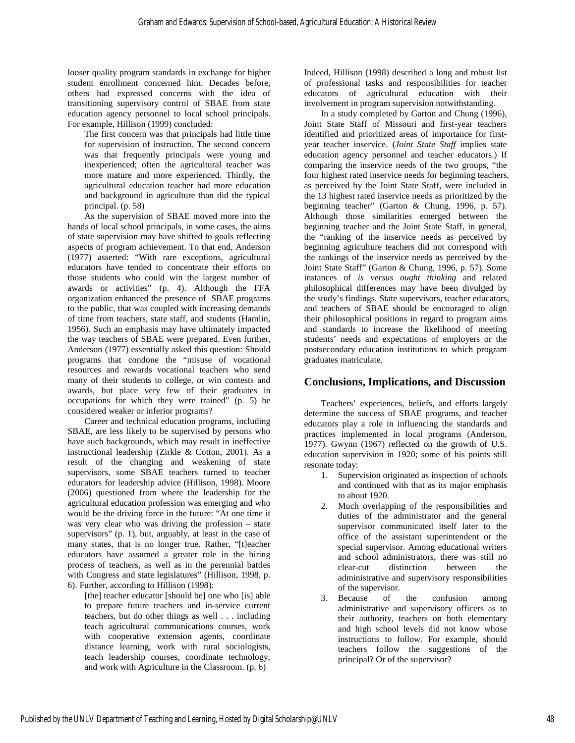looser quality program standards in exchange for higher student enrollment concerned him. Decades before, others had expressed concerns with the idea of transitioning supervisory control of SBAE from state education agency personnel to local school principals. For example, Hillison (1999) concluded:

> The first concern was that principals had little time for supervision of instruction. The second concern was that frequently principals were young and inexperienced; often the agricultural teacher was more mature and more experienced. Thirdly, the agricultural education teacher had more education and background in agriculture than did the typical principal. (p. 58)

As the supervision of SBAE moved more into the hands of local school principals, in some cases, the aims of state supervision may have shifted to goals reflecting aspects of program achievement. To that end, Anderson (1977) asserted: "With rare exceptions, agricultural educators have tended to concentrate their efforts on those students who could win the largest number of awards or activities" (p. 4). Although the FFA organization enhanced the presence of SBAE programs to the public, that was coupled with increasing demands of time from teachers, state staff, and students (Hamlin, 1956). Such an emphasis may have ultimately impacted the way teachers of SBAE were prepared. Even further, Anderson (1977) essentially asked this question: Should programs that condone the "misuse of vocational resources and rewards vocational teachers who send many of their students to college, or win contests and awards, but place very few of their graduates in occupations for which they were trained" (p. 5) be considered weaker or inferior programs?

Career and technical education programs, including SBAE, are less likely to be supervised by persons who have such backgrounds, which may result in ineffective instructional leadership (Zirkle & Cotton, 2001). As a result of the changing and weakening of state supervisors, some SBAE teachers turned to teacher educators for leadership advice (Hillison, 1998). Moore (2006) questioned from where the leadership for the agricultural education profession was emerging and who would be the driving force in the future: "At one time it was very clear who was driving the profession – state supervisors" (p. 1), but, arguably, at least in the case of many states, that is no longer true. Rather, "[t]eacher educators have assumed a greater role in the hiring process of teachers, as well as in the perennial battles with Congress and state legislatures" (Hillison, 1998, p. 6). Further, according to Hillison (1998):

> [the] teacher educator [should be] one who [is] able to prepare future teachers and in-service current teachers, but do other things as well . . . including teach agricultural communications courses, work with cooperative extension agents, coordinate distance learning, work with rural sociologists, teach leadership courses, coordinate technology, and work with Agriculture in the Classroom. (p. 6)

Indeed, Hillison (1998) described a long and robust list of professional tasks and responsibilities for teacher educators of agricultural education with their involvement in program supervision notwithstanding.

In a study completed by Garton and Chung (1996), Joint State Staff of Missouri and first-year teachers identified and prioritized areas of importance for first-year teacher inservice. (*Joint State Staff* implies state education agency personnel and teacher educators.) If comparing the inservice needs of the two groups, "the four highest rated inservice needs for beginning teachers, as perceived by the Joint State Staff, were included in the 13 highest rated inservice needs as prioritized by the beginning teacher" (Garton & Chung, 1996, p. 57). Although those similarities emerged between the beginning teacher and the Joint State Staff, in general, the "ranking of the inservice needs as perceived by beginning agriculture teachers did not correspond with the rankings of the inservice needs as perceived by the Joint State Staff" (Garton & Chung, 1996, p. 57). Some instances of *is versus ought thinking* and related philosophical differences may have been divulged by the study's findings. State supervisors, teacher educators, and teachers of SBAE should be encouraged to align their philosophical positions in regard to program aims and standards to increase the likelihood of meeting students' needs and expectations of employers or the postsecondary education institutions to which program graduates matriculate.

## Conclusions, Implications, and Discussion

Teachers' experiences, beliefs, and efforts largely determine the success of SBAE programs, and teacher educators play a role in influencing the standards and practices implemented in local programs (Anderson, 1977). Gwynn (1967) reflected on the growth of U.S. education supervision in 1920; some of his points still resonate today:

1. Supervision originated as inspection of schools and continued with that as its major emphasis to about 1920.
2. Much overlapping of the responsibilities and duties of the administrator and the general supervisor communicated itself later to the office of the assistant superintendent or the special supervisor. Among educational writers and school administrators, there was still no clear-cut distinction between the administrative and supervisory responsibilities of the supervisor.
3. Because of the confusion among administrative and supervisory officers as to their authority, teachers on both elementary and high school levels did not know whose instructions to follow. For example, should teachers follow the suggestions of the principal? Or of the supervisor?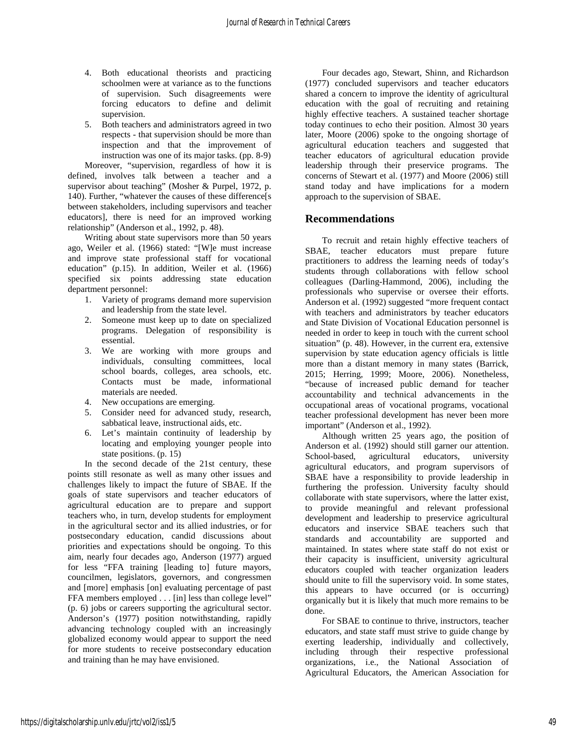4. Both educational theorists and practicing schoolmen were at variance as to the functions of supervision. Such disagreements were forcing educators to define and delimit supervision.
5. Both teachers and administrators agreed in two respects - that supervision should be more than inspection and that the improvement of instruction was one of its major tasks. (pp. 8-9)

Moreover, "supervision, regardless of how it is defined, involves talk between a teacher and a supervisor about teaching" (Mosher & Purpel, 1972, p. 140). Further, "whatever the causes of these difference[s between stakeholders, including supervisors and teacher educators], there is need for an improved working relationship" (Anderson et al., 1992, p. 48).

Writing about state supervisors more than 50 years ago, Weiler et al. (1966) stated: "[W]e must increase and improve state professional staff for vocational education" (p.15). In addition, Weiler et al. (1966) specified six points addressing state education department personnel:

1. Variety of programs demand more supervision and leadership from the state level.
2. Someone must keep up to date on specialized programs. Delegation of responsibility is essential.
3. We are working with more groups and individuals, consulting committees, local school boards, colleges, area schools, etc. Contacts must be made, informational materials are needed.
4. New occupations are emerging.
5. Consider need for advanced study, research, sabbatical leave, instructional aids, etc.
6. Let's maintain continuity of leadership by locating and employing younger people into state positions. (p. 15)

In the second decade of the 21st century, these points still resonate as well as many other issues and challenges likely to impact the future of SBAE. If the goals of state supervisors and teacher educators of agricultural education are to prepare and support teachers who, in turn, develop students for employment in the agricultural sector and its allied industries, or for postsecondary education, candid discussions about priorities and expectations should be ongoing. To this aim, nearly four decades ago, Anderson (1977) argued for less "FFA training [leading to] future mayors, councilmen, legislators, governors, and congressmen and [more] emphasis [on] evaluating percentage of past FFA members employed . . . [in] less than college level" (p. 6) jobs or careers supporting the agricultural sector. Anderson's (1977) position notwithstanding, rapidly advancing technology coupled with an increasingly globalized economy would appear to support the need for more students to receive postsecondary education and training than he may have envisioned.

Four decades ago, Stewart, Shinn, and Richardson (1977) concluded supervisors and teacher educators shared a concern to improve the identity of agricultural education with the goal of recruiting and retaining highly effective teachers. A sustained teacher shortage today continues to echo their position. Almost 30 years later, Moore (2006) spoke to the ongoing shortage of agricultural education teachers and suggested that teacher educators of agricultural education provide leadership through their preservice programs. The concerns of Stewart et al. (1977) and Moore (2006) still stand today and have implications for a modern approach to the supervision of SBAE.

## Recommendations

To recruit and retain highly effective teachers of SBAE, teacher educators must prepare future practitioners to address the learning needs of today's students through collaborations with fellow school colleagues (Darling-Hammond, 2006), including the professionals who supervise or oversee their efforts. Anderson et al. (1992) suggested "more frequent contact with teachers and administrators by teacher educators and State Division of Vocational Education personnel is needed in order to keep in touch with the current school situation" (p. 48). However, in the current era, extensive supervision by state education agency officials is little more than a distant memory in many states (Barrick, 2015; Herring, 1999; Moore, 2006). Nonetheless, "because of increased public demand for teacher accountability and technical advancements in the occupational areas of vocational programs, vocational teacher professional development has never been more important" (Anderson et al., 1992).

Although written 25 years ago, the position of Anderson et al. (1992) should still garner our attention. School-based, agricultural educators, university agricultural educators, and program supervisors of SBAE have a responsibility to provide leadership in furthering the profession. University faculty should collaborate with state supervisors, where the latter exist, to provide meaningful and relevant professional development and leadership to preservice agricultural educators and inservice SBAE teachers such that standards and accountability are supported and maintained. In states where state staff do not exist or their capacity is insufficient, university agricultural educators coupled with teacher organization leaders should unite to fill the supervisory void. In some states, this appears to have occurred (or is occurring) organically but it is likely that much more remains to be done.

For SBAE to continue to thrive, instructors, teacher educators, and state staff must strive to guide change by exerting leadership, individually and collectively, including through their respective professional organizations, i.e., the National Association of Agricultural Educators, the American Association for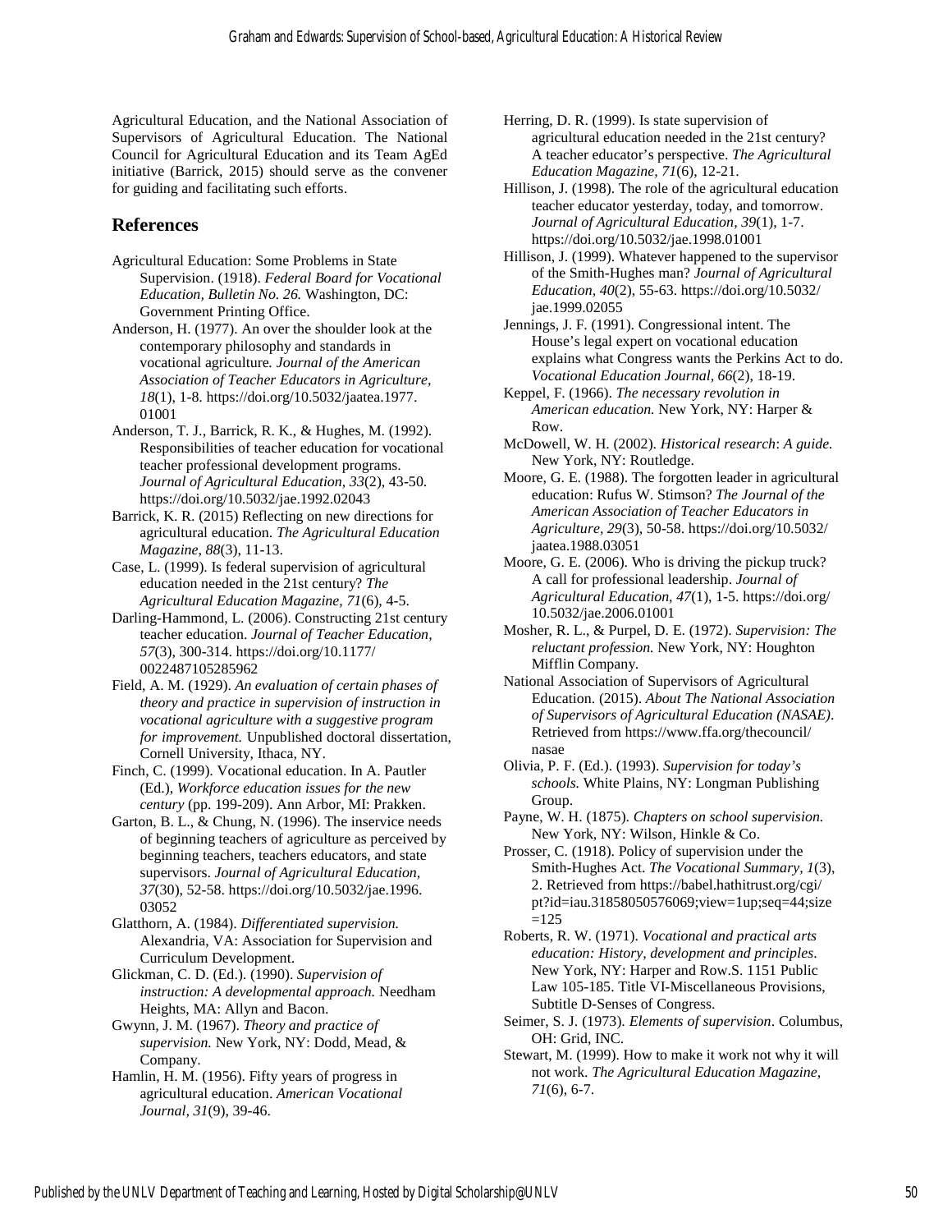Agricultural Education, and the National Association of Supervisors of Agricultural Education. The National Council for Agricultural Education and its Team AgEd initiative (Barrick, 2015) should serve as the convener for guiding and facilitating such efforts.

## References

Agricultural Education: Some Problems in State Supervision. (1918). *Federal Board for Vocational Education, Bulletin No. 26.* Washington, DC: Government Printing Office.

Anderson, H. (1977). An over the shoulder look at the contemporary philosophy and standards in vocational agriculture*. Journal of the American Association of Teacher Educators in Agriculture, 18*(1), 1-8. https://doi.org/10.5032/jaatea.1977.01001

Anderson, T. J., Barrick, R. K., & Hughes, M. (1992). Responsibilities of teacher education for vocational teacher professional development programs. *Journal of Agricultural Education, 33*(2), 43-50. https://doi.org/10.5032/jae.1992.02043

Barrick, K. R. (2015) Reflecting on new directions for agricultural education. *The Agricultural Education Magazine*, *88*(3), 11-13.

Case, L. (1999). Is federal supervision of agricultural education needed in the 21st century? *The Agricultural Education Magazine, 71*(6), 4-5.

Darling-Hammond, L. (2006). Constructing 21st century teacher education. *Journal of Teacher Education, 57*(3), 300-314. https://doi.org/10.1177/0022487105285962

Field, A. M. (1929). *An evaluation of certain phases of theory and practice in supervision of instruction in vocational agriculture with a suggestive program for improvement.* Unpublished doctoral dissertation, Cornell University, Ithaca, NY.

Finch, C. (1999). Vocational education. In A. Pautler (Ed.), *Workforce education issues for the new century* (pp. 199-209). Ann Arbor, MI: Prakken.

Garton, B. L., & Chung, N. (1996). The inservice needs of beginning teachers of agriculture as perceived by beginning teachers, teachers educators, and state supervisors. *Journal of Agricultural Education, 37*(30), 52-58. https://doi.org/10.5032/jae.1996.03052

Glatthorn, A. (1984). *Differentiated supervision.* Alexandria, VA: Association for Supervision and Curriculum Development.

Glickman, C. D. (Ed.). (1990). *Supervision of instruction: A developmental approach.* Needham Heights, MA: Allyn and Bacon.

Gwynn, J. M. (1967). *Theory and practice of supervision.* New York, NY: Dodd, Mead, & Company.

Hamlin, H. M. (1956). Fifty years of progress in agricultural education. *American Vocational Journal, 31*(9), 39-46.

Herring, D. R. (1999). Is state supervision of agricultural education needed in the 21st century? A teacher educator's perspective. *The Agricultural Education Magazine, 71*(6), 12-21.

Hillison, J. (1998). The role of the agricultural education teacher educator yesterday, today, and tomorrow. *Journal of Agricultural Education, 39*(1), 1-7. https://doi.org/10.5032/jae.1998.01001

Hillison, J. (1999). Whatever happened to the supervisor of the Smith-Hughes man? *Journal of Agricultural Education, 40*(2), 55-63. https://doi.org/10.5032/jae.1999.02055

Jennings, J. F. (1991). Congressional intent. The House's legal expert on vocational education explains what Congress wants the Perkins Act to do. *Vocational Education Journal, 66*(2), 18-19.

Keppel, F. (1966). *The necessary revolution in American education.* New York, NY: Harper & Row.

McDowell, W. H. (2002). *Historical research*: *A guide.* New York, NY: Routledge.

Moore, G. E. (1988). The forgotten leader in agricultural education: Rufus W. Stimson? *The Journal of the American Association of Teacher Educators in Agriculture, 29*(3), 50-58. https://doi.org/10.5032/jaatea.1988.03051

Moore, G. E. (2006). Who is driving the pickup truck? A call for professional leadership. *Journal of Agricultural Education, 47*(1), 1-5. https://doi.org/10.5032/jae.2006.01001

Mosher, R. L., & Purpel, D. E. (1972). *Supervision: The reluctant profession.* New York, NY: Houghton Mifflin Company.

National Association of Supervisors of Agricultural Education. (2015). *About The National Association of Supervisors of Agricultural Education (NASAE)*. Retrieved from https://www.ffa.org/thecouncil/nasae

Olivia, P. F. (Ed.). (1993). *Supervision for today's schools.* White Plains, NY: Longman Publishing Group.

Payne, W. H. (1875). *Chapters on school supervision.* New York, NY: Wilson, Hinkle & Co.

Prosser, C. (1918). Policy of supervision under the Smith-Hughes Act. *The Vocational Summary, 1*(3), 2. Retrieved from https://babel.hathitrust.org/cgi/pt?id=iau.31858050576069;view=1up;seq=44;size=125

Roberts, R. W. (1971). *Vocational and practical arts education: History, development and principles*. New York, NY: Harper and Row.S. 1151 Public Law 105-185. Title VI-Miscellaneous Provisions, Subtitle D-Senses of Congress.

Seimer, S. J. (1973). *Elements of supervision*. Columbus, OH: Grid, INC.

Stewart, M. (1999). How to make it work not why it will not work. *The Agricultural Education Magazine, 71*(6), 6-7.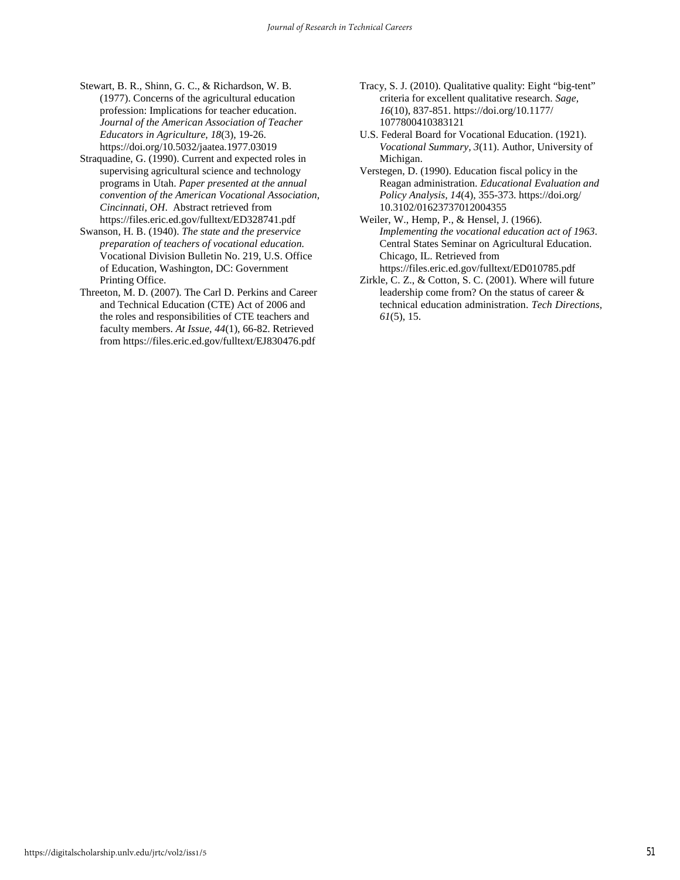Stewart, B. R., Shinn, G. C., & Richardson, W. B. (1977). Concerns of the agricultural education profession: Implications for teacher education. *Journal of the American Association of Teacher Educators in Agriculture*, *18*(3), 19-26. https://doi.org/10.5032/jaatea.1977.03019

Straquadine, G. (1990). Current and expected roles in supervising agricultural science and technology programs in Utah. *Paper presented at the annual convention of the American Vocational Association, Cincinnati, OH*. Abstract retrieved from https://files.eric.ed.gov/fulltext/ED328741.pdf

Swanson, H. B. (1940). *The state and the preservice preparation of teachers of vocational education.* Vocational Division Bulletin No. 219, U.S. Office of Education, Washington, DC: Government Printing Office.

Threeton, M. D. (2007). The Carl D. Perkins and Career and Technical Education (CTE) Act of 2006 and the roles and responsibilities of CTE teachers and faculty members. *At Issue, 44*(1), 66-82. Retrieved from https://files.eric.ed.gov/fulltext/EJ830476.pdf

Tracy, S. J. (2010). Qualitative quality: Eight "big-tent" criteria for excellent qualitative research. *Sage, 16*(10), 837-851. https://doi.org/10.1177/1077800410383121

U.S. Federal Board for Vocational Education. (1921). *Vocational Summary, 3*(11). Author, University of Michigan.

Verstegen, D. (1990). Education fiscal policy in the Reagan administration. *Educational Evaluation and Policy Analysis, 14*(4), 355-373. https://doi.org/10.3102/01623737012004355

Weiler, W., Hemp, P., & Hensel, J. (1966). *Implementing the vocational education act of 1963*. Central States Seminar on Agricultural Education. Chicago, IL. Retrieved from https://files.eric.ed.gov/fulltext/ED010785.pdf

Zirkle, C. Z., & Cotton, S. C. (2001). Where will future leadership come from? On the status of career & technical education administration. *Tech Directions, 61*(5), 15.